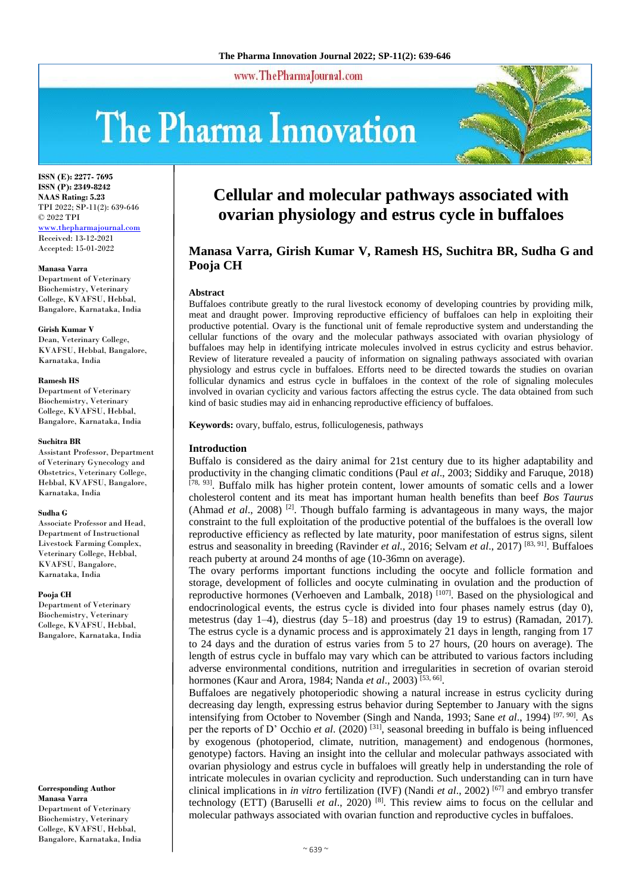# Cellular and molecular pathways associated with ovarian physiology and estrus cycle in buffaloes

## Manasa Varra, Girish Kumar V, Ramesh HS, Suchitra BR, Sudha G and Pooja CH

**ISSN (E): 2277- 7695**
**ISSN (P): 2349-8242**
**NAAS Rating: 5.23**
TPI 2022; SP-11(2): 639-646
© 2022 TPI
www.thepharmajournal.com
Received: 13-12-2021
Accepted: 15-01-2022

**Manasa Varra**
Department of Veterinary Biochemistry, Veterinary College, KVAFSU, Hebbal, Bangalore, Karnataka, India

**Girish Kumar V**
Dean, Veterinary College, KVAFSU, Hebbal, Bangalore, Karnataka, India

**Ramesh HS**
Department of Veterinary Biochemistry, Veterinary College, KVAFSU, Hebbal, Bangalore, Karnataka, India

**Suchitra BR**
Assistant Professor, Department of Veterinary Gynecology and Obstetrics, Veterinary College, Hebbal, KVAFSU, Bangalore, Karnataka, India

**Sudha G**
Associate Professor and Head, Department of Instructional Livestock Farming Complex, Veterinary College, Hebbal, KVAFSU, Bangalore, Karnataka, India

**Pooja CH**
Department of Veterinary Biochemistry, Veterinary College, KVAFSU, Hebbal, Bangalore, Karnataka, India

**Corresponding Author**
**Manasa Varra**
Department of Veterinary Biochemistry, Veterinary College, KVAFSU, Hebbal, Bangalore, Karnataka, India

### Abstract

Buffaloes contribute greatly to the rural livestock economy of developing countries by providing milk, meat and draught power. Improving reproductive efficiency of buffaloes can help in exploiting their productive potential. Ovary is the functional unit of female reproductive system and understanding the cellular functions of the ovary and the molecular pathways associated with ovarian physiology of buffaloes may help in identifying intricate molecules involved in estrus cyclicity and estrus behavior. Review of literature revealed a paucity of information on signaling pathways associated with ovarian physiology and estrus cycle in buffaloes. Efforts need to be directed towards the studies on ovarian follicular dynamics and estrus cycle in buffaloes in the context of the role of signaling molecules involved in ovarian cyclicity and various factors affecting the estrus cycle. The data obtained from such kind of basic studies may aid in enhancing reproductive efficiency of buffaloes.

**Keywords:** ovary, buffalo, estrus, folliculogenesis, pathways

### Introduction

Buffalo is considered as the dairy animal for 21st century due to its higher adaptability and productivity in the changing climatic conditions (Paul *et al*., 2003; Siddiky and Faruque, 2018) [78, 93]. Buffalo milk has higher protein content, lower amounts of somatic cells and a lower cholesterol content and its meat has important human health benefits than beef *Bos Taurus* (Ahmad *et al*., 2008) [2]. Though buffalo farming is advantageous in many ways, the major constraint to the full exploitation of the productive potential of the buffaloes is the overall low reproductive efficiency as reflected by late maturity, poor manifestation of estrus signs, silent estrus and seasonality in breeding (Ravinder *et al.*, 2016; Selvam *et al*., 2017) [83, 91]. Buffaloes reach puberty at around 24 months of age (10-36mn on average).

The ovary performs important functions including the oocyte and follicle formation and storage, development of follicles and oocyte culminating in ovulation and the production of reproductive hormones (Verhoeven and Lambalk, 2018) [107]. Based on the physiological and endocrinological events, the estrus cycle is divided into four phases namely estrus (day 0), metestrus (day 1–4), diestrus (day 5–18) and proestrus (day 19 to estrus) (Ramadan, 2017). The estrus cycle is a dynamic process and is approximately 21 days in length, ranging from 17 to 24 days and the duration of estrus varies from 5 to 27 hours, (20 hours on average). The length of estrus cycle in buffalo may vary which can be attributed to various factors including adverse environmental conditions, nutrition and irregularities in secretion of ovarian steroid hormones (Kaur and Arora, 1984; Nanda *et al*., 2003) [53, 66].

Buffaloes are negatively photoperiodic showing a natural increase in estrus cyclicity during decreasing day length, expressing estrus behavior during September to January with the signs intensifying from October to November (Singh and Nanda, 1993; Sane *et al*., 1994) [97, 90]. As per the reports of D' Occhio *et al*. (2020) [31], seasonal breeding in buffalo is being influenced by exogenous (photoperiod, climate, nutrition, management) and endogenous (hormones, genotype) factors. Having an insight into the cellular and molecular pathways associated with ovarian physiology and estrus cycle in buffaloes will greatly help in understanding the role of intricate molecules in ovarian cyclicity and reproduction. Such understanding can in turn have clinical implications in *in vitro* fertilization (IVF) (Nandi *et al*., 2002) [67] and embryo transfer technology (ETT) (Baruselli *et al*., 2020) [8]. This review aims to focus on the cellular and molecular pathways associated with ovarian function and reproductive cycles in buffaloes.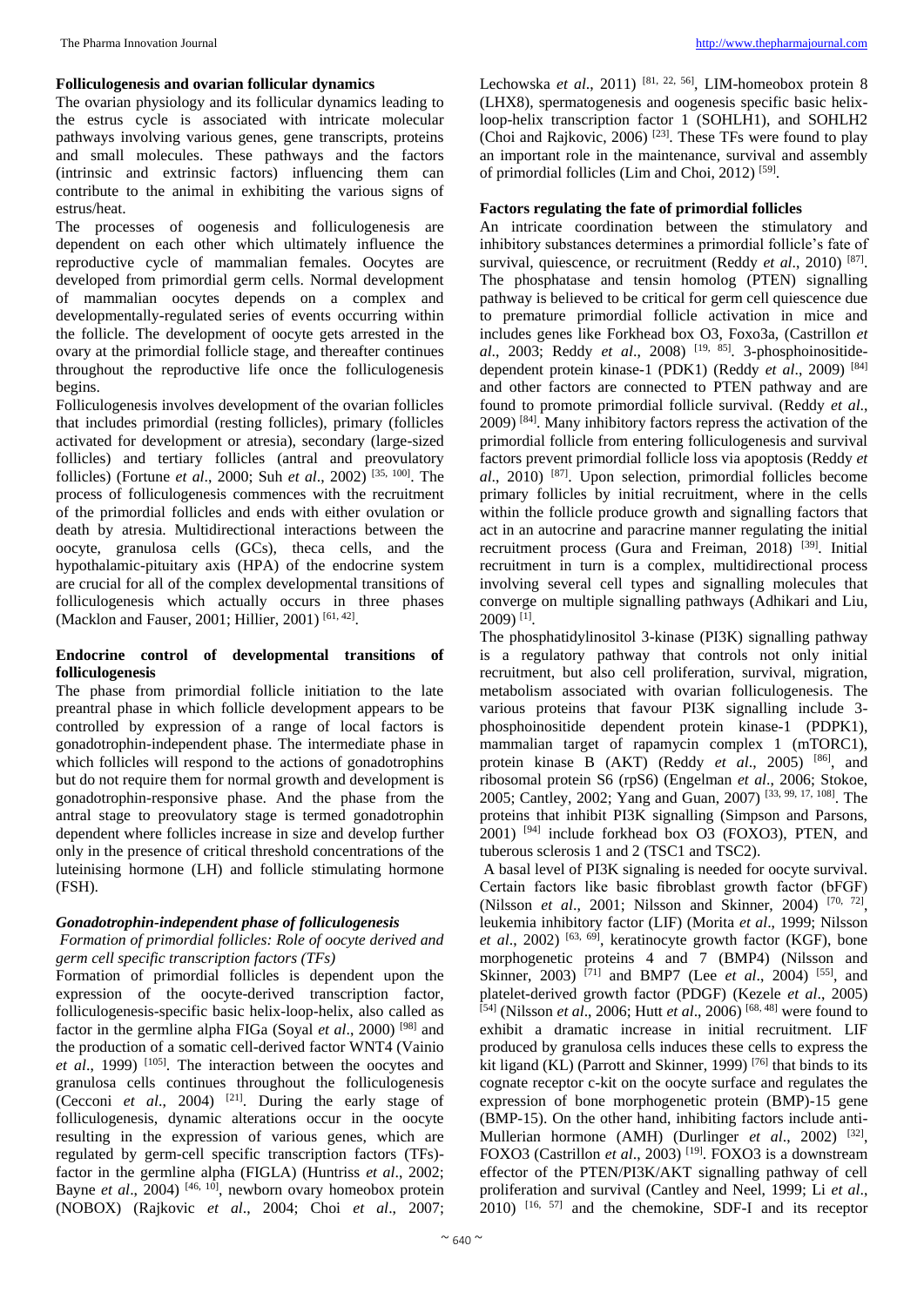### Folliculogenesis and ovarian follicular dynamics

The ovarian physiology and its follicular dynamics leading to the estrus cycle is associated with intricate molecular pathways involving various genes, gene transcripts, proteins and small molecules. These pathways and the factors (intrinsic and extrinsic factors) influencing them can contribute to the animal in exhibiting the various signs of estrus/heat.

The processes of oogenesis and folliculogenesis are dependent on each other which ultimately influence the reproductive cycle of mammalian females. Oocytes are developed from primordial germ cells. Normal development of mammalian oocytes depends on a complex and developmentally-regulated series of events occurring within the follicle. The development of oocyte gets arrested in the ovary at the primordial follicle stage, and thereafter continues throughout the reproductive life once the folliculogenesis begins.

Folliculogenesis involves development of the ovarian follicles that includes primordial (resting follicles), primary (follicles activated for development or atresia), secondary (large-sized follicles) and tertiary follicles (antral and preovulatory follicles) (Fortune *et al*., 2000; Suh *et al*., 2002) [35, 100]. The process of folliculogenesis commences with the recruitment of the primordial follicles and ends with either ovulation or death by atresia. Multidirectional interactions between the oocyte, granulosa cells (GCs), theca cells, and the hypothalamic-pituitary axis (HPA) of the endocrine system are crucial for all of the complex developmental transitions of folliculogenesis which actually occurs in three phases (Macklon and Fauser, 2001; Hillier, 2001) [61, 42].

### Endocrine control of developmental transitions of folliculogenesis

The phase from primordial follicle initiation to the late preantral phase in which follicle development appears to be controlled by expression of a range of local factors is gonadotrophin-independent phase. The intermediate phase in which follicles will respond to the actions of gonadotrophins but do not require them for normal growth and development is gonadotrophin-responsive phase. And the phase from the antral stage to preovulatory stage is termed gonadotrophin dependent where follicles increase in size and develop further only in the presence of critical threshold concentrations of the luteinising hormone (LH) and follicle stimulating hormone (FSH).

#### *Gonadotrophin-independent phase of folliculogenesis*

*Formation of primordial follicles: Role of oocyte derived and germ cell specific transcription factors (TFs)*

Formation of primordial follicles is dependent upon the expression of the oocyte-derived transcription factor, folliculogenesis-specific basic helix-loop-helix, also called as factor in the germline alpha FIGa (Soyal *et al*., 2000) [98] and the production of a somatic cell-derived factor WNT4 (Vainio *et al*., 1999) [105]. The interaction between the oocytes and granulosa cells continues throughout the folliculogenesis (Cecconi *et al*., 2004) [21]. During the early stage of folliculogenesis, dynamic alterations occur in the oocyte resulting in the expression of various genes, which are regulated by germ-cell specific transcription factors (TFs)- factor in the germline alpha (FIGLA) (Huntriss *et al*., 2002; Bayne *et al*., 2004) [46, 10], newborn ovary homeobox protein (NOBOX) (Rajkovic *et al*., 2004; Choi *et al*., 2007; Lechowska *et al*., 2011) [81, 22, 56], LIM-homeobox protein 8 (LHX8), spermatogenesis and oogenesis specific basic helix-loop-helix transcription factor 1 (SOHLH1), and SOHLH2 (Choi and Rajkovic, 2006) [23]. These TFs were found to play an important role in the maintenance, survival and assembly of primordial follicles (Lim and Choi, 2012) [59].

### Factors regulating the fate of primordial follicles

An intricate coordination between the stimulatory and inhibitory substances determines a primordial follicle's fate of survival, quiescence, or recruitment (Reddy *et al*., 2010) [87]. The phosphatase and tensin homolog (PTEN) signalling pathway is believed to be critical for germ cell quiescence due to premature primordial follicle activation in mice and includes genes like Forkhead box O3, Foxo3a, (Castrillon *et al*., 2003; Reddy *et al*., 2008) [19, 85]. 3-phosphoinositide-dependent protein kinase-1 (PDK1) (Reddy *et al*., 2009) [84] and other factors are connected to PTEN pathway and are found to promote primordial follicle survival. (Reddy *et al*., 2009) [84]. Many inhibitory factors repress the activation of the primordial follicle from entering folliculogenesis and survival factors prevent primordial follicle loss via apoptosis (Reddy *et al*., 2010) [87]. Upon selection, primordial follicles become primary follicles by initial recruitment, where in the cells within the follicle produce growth and signalling factors that act in an autocrine and paracrine manner regulating the initial recruitment process (Gura and Freiman, 2018) [39]. Initial recruitment in turn is a complex, multidirectional process involving several cell types and signalling molecules that converge on multiple signalling pathways (Adhikari and Liu, 2009) [1].

The phosphatidylinositol 3-kinase (PI3K) signalling pathway is a regulatory pathway that controls not only initial recruitment, but also cell proliferation, survival, migration, metabolism associated with ovarian folliculogenesis. The various proteins that favour PI3K signalling include 3-phosphoinositide dependent protein kinase-1 (PDPK1), mammalian target of rapamycin complex 1 (mTORC1), protein kinase B (AKT) (Reddy *et al*., 2005) [86], and ribosomal protein S6 (rpS6) (Engelman *et al*., 2006; Stokoe, 2005; Cantley, 2002; Yang and Guan, 2007) [33, 99, 17, 108]. The proteins that inhibit PI3K signalling (Simpson and Parsons, 2001) [94] include forkhead box O3 (FOXO3), PTEN, and tuberous sclerosis 1 and 2 (TSC1 and TSC2).

A basal level of PI3K signaling is needed for oocyte survival. Certain factors like basic fibroblast growth factor (bFGF) (Nilsson *et al*., 2001; Nilsson and Skinner, 2004) [70, 72], leukemia inhibitory factor (LIF) (Morita *et al*., 1999; Nilsson *et al*., 2002) [63, 69], keratinocyte growth factor (KGF), bone morphogenetic proteins 4 and 7 (BMP4) (Nilsson and Skinner, 2003) [71] and BMP7 (Lee *et al*., 2004) [55], and platelet-derived growth factor (PDGF) (Kezele *et al*., 2005) [54] (Nilsson *et al*., 2006; Hutt *et al*., 2006) [68, 48] were found to exhibit a dramatic increase in initial recruitment. LIF produced by granulosa cells induces these cells to express the kit ligand (KL) (Parrott and Skinner, 1999) [76] that binds to its cognate receptor c-kit on the oocyte surface and regulates the expression of bone morphogenetic protein (BMP)-15 gene (BMP-15). On the other hand, inhibiting factors include anti-Mullerian hormone (AMH) (Durlinger *et al*., 2002) [32], FOXO3 (Castrillon *et al*., 2003) [19]. FOXO3 is a downstream effector of the PTEN/PI3K/AKT signalling pathway of cell proliferation and survival (Cantley and Neel, 1999; Li *et al*., 2010) [16, 57] and the chemokine, SDF-I and its receptor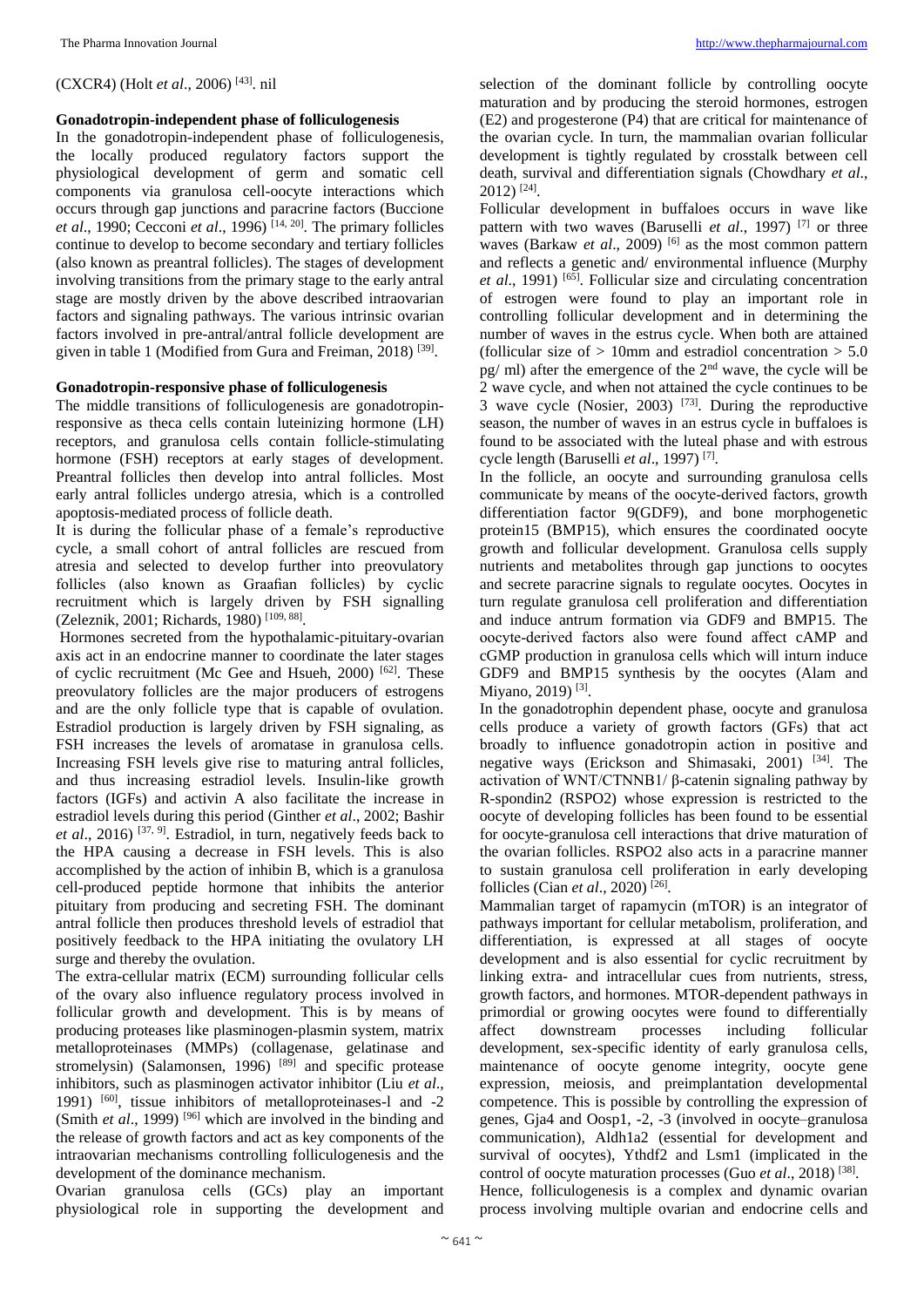(CXCR4) (Holt *et al*., 2006) [43]. nil

**Gonadotropin-independent phase of folliculogenesis**

In the gonadotropin-independent phase of folliculogenesis, the locally produced regulatory factors support the physiological development of germ and somatic cell components via granulosa cell-oocyte interactions which occurs through gap junctions and paracrine factors (Buccione *et al*., 1990; Cecconi *et al*., 1996) [14, 20]. The primary follicles continue to develop to become secondary and tertiary follicles (also known as preantral follicles). The stages of development involving transitions from the primary stage to the early antral stage are mostly driven by the above described intraovarian factors and signaling pathways. The various intrinsic ovarian factors involved in pre-antral/antral follicle development are given in table 1 (Modified from Gura and Freiman, 2018) [39].

**Gonadotropin-responsive phase of folliculogenesis**

The middle transitions of folliculogenesis are gonadotropin-responsive as theca cells contain luteinizing hormone (LH) receptors, and granulosa cells contain follicle-stimulating hormone (FSH) receptors at early stages of development. Preantral follicles then develop into antral follicles. Most early antral follicles undergo atresia, which is a controlled apoptosis-mediated process of follicle death.

It is during the follicular phase of a female's reproductive cycle, a small cohort of antral follicles are rescued from atresia and selected to develop further into preovulatory follicles (also known as Graafian follicles) by cyclic recruitment which is largely driven by FSH signalling (Zeleznik, 2001; Richards, 1980) [109, 88].

Hormones secreted from the hypothalamic-pituitary-ovarian axis act in an endocrine manner to coordinate the later stages of cyclic recruitment (Mc Gee and Hsueh, 2000) [62]. These preovulatory follicles are the major producers of estrogens and are the only follicle type that is capable of ovulation. Estradiol production is largely driven by FSH signaling, as FSH increases the levels of aromatase in granulosa cells. Increasing FSH levels give rise to maturing antral follicles, and thus increasing estradiol levels. Insulin-like growth factors (IGFs) and activin A also facilitate the increase in estradiol levels during this period (Ginther *et al*., 2002; Bashir *et al*., 2016) [37, 9]. Estradiol, in turn, negatively feeds back to the HPA causing a decrease in FSH levels. This is also accomplished by the action of inhibin B, which is a granulosa cell-produced peptide hormone that inhibits the anterior pituitary from producing and secreting FSH. The dominant antral follicle then produces threshold levels of estradiol that positively feedback to the HPA initiating the ovulatory LH surge and thereby the ovulation.

The extra-cellular matrix (ECM) surrounding follicular cells of the ovary also influence regulatory process involved in follicular growth and development. This is by means of producing proteases like plasminogen-plasmin system, matrix metalloproteinases (MMPs) (collagenase, gelatinase and stromelysin) (Salamonsen, 1996) [89] and specific protease inhibitors, such as plasminogen activator inhibitor (Liu *et al*., 1991) [60], tissue inhibitors of metalloproteinases-l and -2 (Smith *et al*., 1999) [96] which are involved in the binding and the release of growth factors and act as key components of the intraovarian mechanisms controlling folliculogenesis and the development of the dominance mechanism.

Ovarian granulosa cells (GCs) play an important physiological role in supporting the development and selection of the dominant follicle by controlling oocyte maturation and by producing the steroid hormones, estrogen (E2) and progesterone (P4) that are critical for maintenance of the ovarian cycle. In turn, the mammalian ovarian follicular development is tightly regulated by crosstalk between cell death, survival and differentiation signals (Chowdhary *et al*., 2012) [24].

Follicular development in buffaloes occurs in wave like pattern with two waves (Baruselli *et al*., 1997) [7] or three waves (Barkaw *et al*., 2009) [6] as the most common pattern and reflects a genetic and/ environmental influence (Murphy *et al*., 1991) [65]. Follicular size and circulating concentration of estrogen were found to play an important role in controlling follicular development and in determining the number of waves in the estrus cycle. When both are attained (follicular size of > 10mm and estradiol concentration > 5.0 pg/ ml) after the emergence of the 2nd wave, the cycle will be 2 wave cycle, and when not attained the cycle continues to be 3 wave cycle (Nosier, 2003) [73]. During the reproductive season, the number of waves in an estrus cycle in buffaloes is found to be associated with the luteal phase and with estrous cycle length (Baruselli *et al*., 1997) [7].

In the follicle, an oocyte and surrounding granulosa cells communicate by means of the oocyte-derived factors, growth differentiation factor 9(GDF9), and bone morphogenetic protein15 (BMP15), which ensures the coordinated oocyte growth and follicular development. Granulosa cells supply nutrients and metabolites through gap junctions to oocytes and secrete paracrine signals to regulate oocytes. Oocytes in turn regulate granulosa cell proliferation and differentiation and induce antrum formation via GDF9 and BMP15. The oocyte-derived factors also were found affect cAMP and cGMP production in granulosa cells which will inturn induce GDF9 and BMP15 synthesis by the oocytes (Alam and Miyano, 2019) [3].

In the gonadotrophin dependent phase, oocyte and granulosa cells produce a variety of growth factors (GFs) that act broadly to influence gonadotropin action in positive and negative ways (Erickson and Shimasaki, 2001) [34]. The activation of WNT/CTNNB1/ β-catenin signaling pathway by R-spondin2 (RSPO2) whose expression is restricted to the oocyte of developing follicles has been found to be essential for oocyte-granulosa cell interactions that drive maturation of the ovarian follicles. RSPO2 also acts in a paracrine manner to sustain granulosa cell proliferation in early developing follicles (Cian *et al*., 2020) [26].

Mammalian target of rapamycin (mTOR) is an integrator of pathways important for cellular metabolism, proliferation, and differentiation, is expressed at all stages of oocyte development and is also essential for cyclic recruitment by linking extra- and intracellular cues from nutrients, stress, growth factors, and hormones. MTOR-dependent pathways in primordial or growing oocytes were found to differentially affect downstream processes including follicular development, sex-specific identity of early granulosa cells, maintenance of oocyte genome integrity, oocyte gene expression, meiosis, and preimplantation developmental competence. This is possible by controlling the expression of genes, Gja4 and Oosp1, -2, -3 (involved in oocyte–granulosa communication), Aldh1a2 (essential for development and survival of oocytes), Ythdf2 and Lsm1 (implicated in the control of oocyte maturation processes (Guo *et al*., 2018) [38].

Hence, folliculogenesis is a complex and dynamic ovarian process involving multiple ovarian and endocrine cells and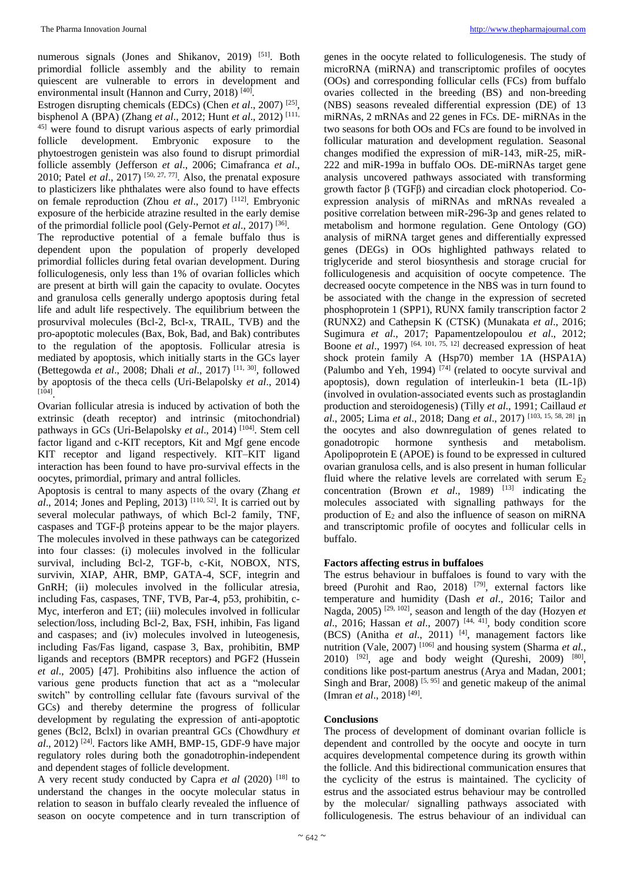numerous signals (Jones and Shikanov, 2019) [51]. Both primordial follicle assembly and the ability to remain quiescent are vulnerable to errors in development and environmental insult (Hannon and Curry, 2018) [40].

Estrogen disrupting chemicals (EDCs) (Chen *et al*., 2007) [25], bisphenol A (BPA) (Zhang *et al*., 2012; Hunt *et al*., 2012) [111, 45] were found to disrupt various aspects of early primordial follicle development. Embryonic exposure to the phytoestrogen genistein was also found to disrupt primordial follicle assembly (Jefferson *et al*., 2006; Cimafranca *et al*., 2010; Patel *et al*., 2017) [50, 27, 77]. Also, the prenatal exposure to plasticizers like phthalates were also found to have effects on female reproduction (Zhou *et al*., 2017) [112]. Embryonic exposure of the herbicide atrazine resulted in the early demise of the primordial follicle pool (Gely-Pernot *et al*., 2017) [36].

The reproductive potential of a female buffalo thus is dependent upon the population of properly developed primordial follicles during fetal ovarian development. During folliculogenesis, only less than 1% of ovarian follicles which are present at birth will gain the capacity to ovulate. Oocytes and granulosa cells generally undergo apoptosis during fetal life and adult life respectively. The equilibrium between the prosurvival molecules (Bcl-2, Bcl-x, TRAIL, TVB) and the pro-apoptotic molecules (Bax, Bok, Bad, and Bak) contributes to the regulation of the apoptosis. Follicular atresia is mediated by apoptosis, which initially starts in the GCs layer (Bettegowda *et al*., 2008; Dhali *et al*., 2017) [11, 30], followed by apoptosis of the theca cells (Uri-Belapolsky *et al*., 2014) [104].

Ovarian follicular atresia is induced by activation of both the extrinsic (death receptor) and intrinsic (mitochondrial) pathways in GCs (Uri-Belapolsky *et al*., 2014) [104]. Stem cell factor ligand and c-KIT receptors, Kit and Mgf gene encode KIT receptor and ligand respectively. KIT–KIT ligand interaction has been found to have pro-survival effects in the oocytes, primordial, primary and antral follicles.

Apoptosis is central to many aspects of the ovary (Zhang *et al*., 2014; Jones and Pepling, 2013) [110, 52]. It is carried out by several molecular pathways, of which Bcl-2 family, TNF, caspases and TGF-β proteins appear to be the major players. The molecules involved in these pathways can be categorized into four classes: (i) molecules involved in the follicular survival, including Bcl-2, TGF-b, c-Kit, NOBOX, NTS, survivin, XIAP, AHR, BMP, GATA-4, SCF, integrin and GnRH; (ii) molecules involved in the follicular atresia, including Fas, caspases, TNF, TVB, Par-4, p53, prohibitin, c-Myc, interferon and ET; (iii) molecules involved in follicular selection/loss, including Bcl-2, Bax, FSH, inhibin, Fas ligand and caspases; and (iv) molecules involved in luteogenesis, including Fas/Fas ligand, caspase 3, Bax, prohibitin, BMP ligands and receptors (BMPR receptors) and PGF2 (Hussein *et al*., 2005) [47]. Prohibitins also influence the action of various gene products function that act as a "molecular switch" by controlling cellular fate (favours survival of the GCs) and thereby determine the progress of follicular development by regulating the expression of anti-apoptotic genes (Bcl2, Bclxl) in ovarian preantral GCs (Chowdhury *et al*., 2012) [24]. Factors like AMH, BMP-15, GDF-9 have major regulatory roles during both the gonadotrophin-independent and dependent stages of follicle development.

A very recent study conducted by Capra *et al* (2020) [18] to understand the changes in the oocyte molecular status in relation to season in buffalo clearly revealed the influence of season on oocyte competence and in turn transcription of genes in the oocyte related to folliculogenesis. The study of microRNA (miRNA) and transcriptomic profiles of oocytes (OOs) and corresponding follicular cells (FCs) from buffalo ovaries collected in the breeding (BS) and non-breeding (NBS) seasons revealed differential expression (DE) of 13 miRNAs, 2 mRNAs and 22 genes in FCs. DE- miRNAs in the two seasons for both OOs and FCs are found to be involved in follicular maturation and development regulation. Seasonal changes modified the expression of miR-143, miR-25, miR-222 and miR-199a in buffalo OOs. DE-miRNAs target gene analysis uncovered pathways associated with transforming growth factor β (TGFβ) and circadian clock photoperiod. Co-expression analysis of miRNAs and mRNAs revealed a positive correlation between miR-296-3p and genes related to metabolism and hormone regulation. Gene Ontology (GO) analysis of miRNA target genes and differentially expressed genes (DEGs) in OOs highlighted pathways related to triglyceride and sterol biosynthesis and storage crucial for folliculogenesis and acquisition of oocyte competence. The decreased oocyte competence in the NBS was in turn found to be associated with the change in the expression of secreted phosphoprotein 1 (SPP1), RUNX family transcription factor 2 (RUNX2) and Cathepsin K (CTSK) (Munakata *et al*., 2016; Sugimura *et al*., 2017; Papamentzelopoulou *et al*., 2012; Boone *et al*., 1997) [64, 101, 75, 12] decreased expression of heat shock protein family A (Hsp70) member 1A (HSPA1A) (Palumbo and Yeh, 1994) [74] (related to oocyte survival and apoptosis), down regulation of interleukin-1 beta (IL-1β) (involved in ovulation-associated events such as prostaglandin production and steroidogenesis) (Tilly *et al*., 1991; Caillaud *et al*., 2005; Lima *et al*., 2018; Dang *et al*., 2017) [103, 15, 58, 28] in the oocytes and also downregulation of genes related to gonadotropic hormone synthesis and metabolism. Apolipoprotein E (APOE) is found to be expressed in cultured ovarian granulosa cells, and is also present in human follicular fluid where the relative levels are correlated with serum $E_2$ concentration (Brown *et al*., 1989) [13] indicating the molecules associated with signalling pathways for the production of $E_2$ and also the influence of season on miRNA and transcriptomic profile of oocytes and follicular cells in buffalo.

## Factors affecting estrus in buffaloes

The estrus behaviour in buffaloes is found to vary with the breed (Purohit and Rao, 2018) [79], external factors like temperature and humidity (Dash *et al*., 2016; Tailor and Nagda, 2005) [29, 102], season and length of the day (Hozyen *et al*., 2016; Hassan *et al*., 2007) [44, 41], body condition score (BCS) (Anitha *et al*., 2011) [4], management factors like nutrition (Vale, 2007) [106] and housing system (Sharma *et al.*, 2010) [92], age and body weight (Qureshi, 2009) [80], conditions like post-partum anestrus (Arya and Madan, 2001; Singh and Brar, 2008) [5, 95] and genetic makeup of the animal (Imran *et al*., 2018) [49].

## Conclusions

The process of development of dominant ovarian follicle is dependent and controlled by the oocyte and oocyte in turn acquires developmental competence during its growth within the follicle. And this bidirectional communication ensures that the cyclicity of the estrus is maintained. The cyclicity of estrus and the associated estrus behaviour may be controlled by the molecular/ signalling pathways associated with folliculogenesis. The estrus behaviour of an individual can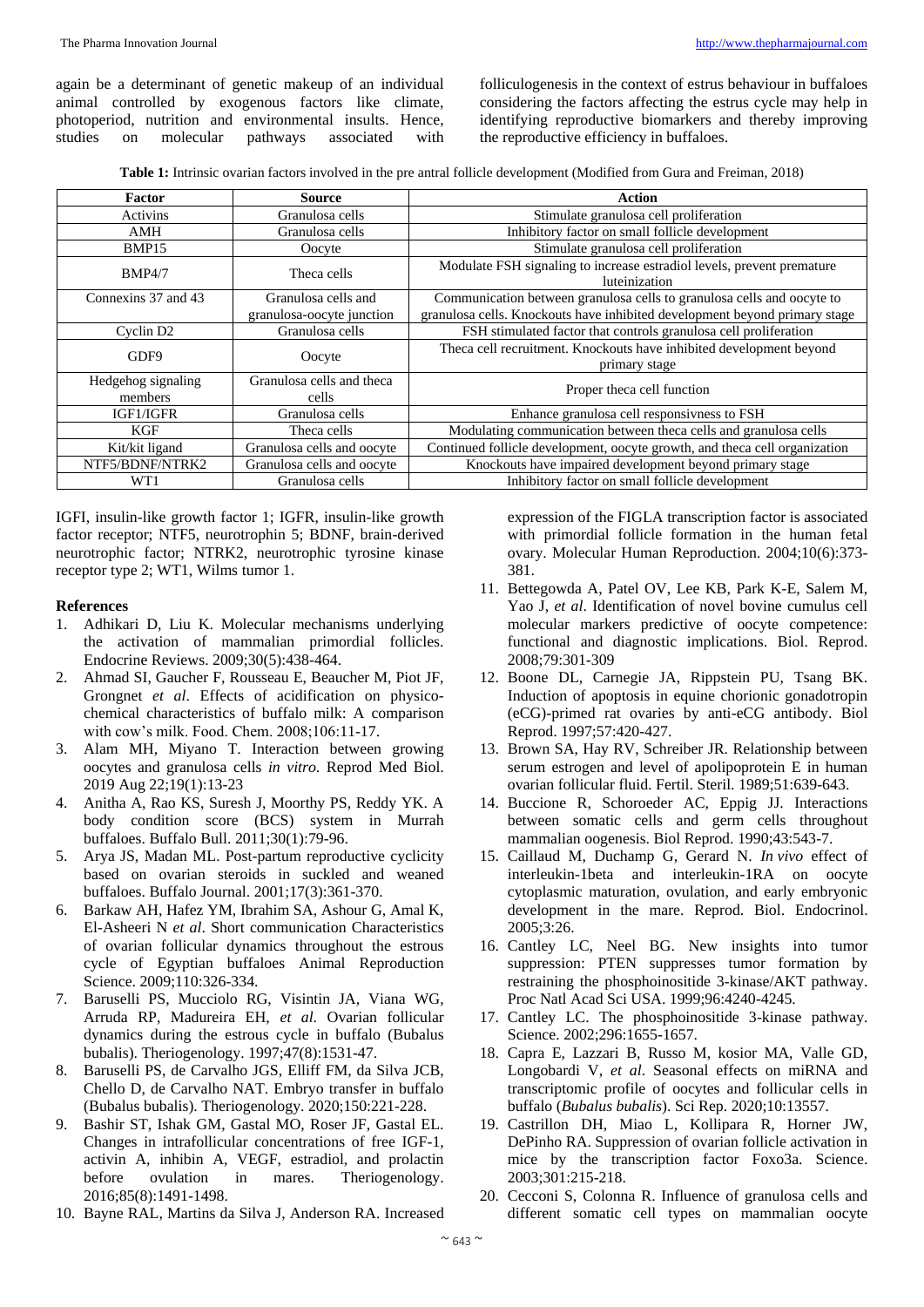again be a determinant of genetic makeup of an individual animal controlled by exogenous factors like climate, photoperiod, nutrition and environmental insults. Hence, studies on molecular pathways associated with folliculogenesis in the context of estrus behaviour in buffaloes considering the factors affecting the estrus cycle may help in identifying reproductive biomarkers and thereby improving the reproductive efficiency in buffaloes.

**Table 1:** Intrinsic ovarian factors involved in the pre antral follicle development (Modified from Gura and Freiman, 2018)

| Factor | Source | Action |
|---|---|---|
| Activins | Granulosa cells | Stimulate granulosa cell proliferation |
| AMH | Granulosa cells | Inhibitory factor on small follicle development |
| BMP15 | Oocyte | Stimulate granulosa cell proliferation |
| BMP4/7 | Theca cells | Modulate FSH signaling to increase estradiol levels, prevent premature luteinization |
| Connexins 37 and 43 | Granulosa cells and granulosa-oocyte junction | Communication between granulosa cells to granulosa cells and oocyte to granulosa cells. Knockouts have inhibited development beyond primary stage |
| Cyclin D2 | Granulosa cells | FSH stimulated factor that controls granulosa cell proliferation |
| GDF9 | Oocyte | Theca cell recruitment. Knockouts have inhibited development beyond primary stage |
| Hedgehog signaling members | Granulosa cells and theca cells | Proper theca cell function |
| IGF1/IGFR | Granulosa cells | Enhance granulosa cell responsivness to FSH |
| KGF | Theca cells | Modulating communication between theca cells and granulosa cells |
| Kit/kit ligand | Granulosa cells and oocyte | Continued follicle development, oocyte growth, and theca cell organization |
| NTF5/BDNF/NTRK2 | Granulosa cells and oocyte | Knockouts have impaired development beyond primary stage |
| WT1 | Granulosa cells | Inhibitory factor on small follicle development |

IGFI, insulin-like growth factor 1; IGFR, insulin-like growth factor receptor; NTF5, neurotrophin 5; BDNF, brain-derived neurotrophic factor; NTRK2, neurotrophic tyrosine kinase receptor type 2; WT1, Wilms tumor 1.

## References

1. Adhikari D, Liu K. Molecular mechanisms underlying the activation of mammalian primordial follicles. Endocrine Reviews. 2009;30(5):438-464.
2. Ahmad SI, Gaucher F, Rousseau E, Beaucher M, Piot JF, Grongnet *et al*. Effects of acidification on physico-chemical characteristics of buffalo milk: A comparison with cow's milk. Food. Chem. 2008;106:11-17.
3. Alam MH, Miyano T. Interaction between growing oocytes and granulosa cells *in vitro*. Reprod Med Biol. 2019 Aug 22;19(1):13-23
4. Anitha A, Rao KS, Suresh J, Moorthy PS, Reddy YK. A body condition score (BCS) system in Murrah buffaloes. Buffalo Bull. 2011;30(1):79-96.
5. Arya JS, Madan ML. Post-partum reproductive cyclicity based on ovarian steroids in suckled and weaned buffaloes. Buffalo Journal. 2001;17(3):361-370.
6. Barkaw AH, Hafez YM, Ibrahim SA, Ashour G, Amal K, El-Asheeri N *et al*. Short communication Characteristics of ovarian follicular dynamics throughout the estrous cycle of Egyptian buffaloes Animal Reproduction Science. 2009;110:326-334.
7. Baruselli PS, Mucciolo RG, Visintin JA, Viana WG, Arruda RP, Madureira EH, *et al*. Ovarian follicular dynamics during the estrous cycle in buffalo (Bubalus bubalis). Theriogenology. 1997;47(8):1531-47.
8. Baruselli PS, de Carvalho JGS, Elliff FM, da Silva JCB, Chello D, de Carvalho NAT. Embryo transfer in buffalo (Bubalus bubalis). Theriogenology. 2020;150:221-228.
9. Bashir ST, Ishak GM, Gastal MO, Roser JF, Gastal EL. Changes in intrafollicular concentrations of free IGF-1, activin A, inhibin A, VEGF, estradiol, and prolactin before ovulation in mares. Theriogenology. 2016;85(8):1491-1498.
10. Bayne RAL, Martins da Silva J, Anderson RA. Increased expression of the FIGLA transcription factor is associated with primordial follicle formation in the human fetal ovary. Molecular Human Reproduction. 2004;10(6):373-381.
11. Bettegowda A, Patel OV, Lee KB, Park K-E, Salem M, Yao J, *et al*. Identification of novel bovine cumulus cell molecular markers predictive of oocyte competence: functional and diagnostic implications. Biol. Reprod. 2008;79:301-309
12. Boone DL, Carnegie JA, Rippstein PU, Tsang BK. Induction of apoptosis in equine chorionic gonadotropin (eCG)-primed rat ovaries by anti-eCG antibody. Biol Reprod. 1997;57:420-427.
13. Brown SA, Hay RV, Schreiber JR. Relationship between serum estrogen and level of apolipoprotein E in human ovarian follicular fluid. Fertil. Steril. 1989;51:639-643.
14. Buccione R, Schoroeder AC, Eppig JJ. Interactions between somatic cells and germ cells throughout mammalian oogenesis. Biol Reprod. 1990;43:543-7.
15. Caillaud M, Duchamp G, Gerard N. *In vivo* effect of interleukin-1beta and interleukin-1RA on oocyte cytoplasmic maturation, ovulation, and early embryonic development in the mare. Reprod. Biol. Endocrinol. 2005;3:26.
16. Cantley LC, Neel BG. New insights into tumor suppression: PTEN suppresses tumor formation by restraining the phosphoinositide 3-kinase/AKT pathway. Proc Natl Acad Sci USA. 1999;96:4240-4245.
17. Cantley LC. The phosphoinositide 3-kinase pathway. Science. 2002;296:1655-1657.
18. Capra E, Lazzari B, Russo M, kosior MA, Valle GD, Longobardi V, *et al*. Seasonal effects on miRNA and transcriptomic profile of oocytes and follicular cells in buffalo (*Bubalus bubalis*). Sci Rep. 2020;10:13557.
19. Castrillon DH, Miao L, Kollipara R, Horner JW, DePinho RA. Suppression of ovarian follicle activation in mice by the transcription factor Foxo3a. Science. 2003;301:215-218.
20. Cecconi S, Colonna R. Influence of granulosa cells and different somatic cell types on mammalian oocyte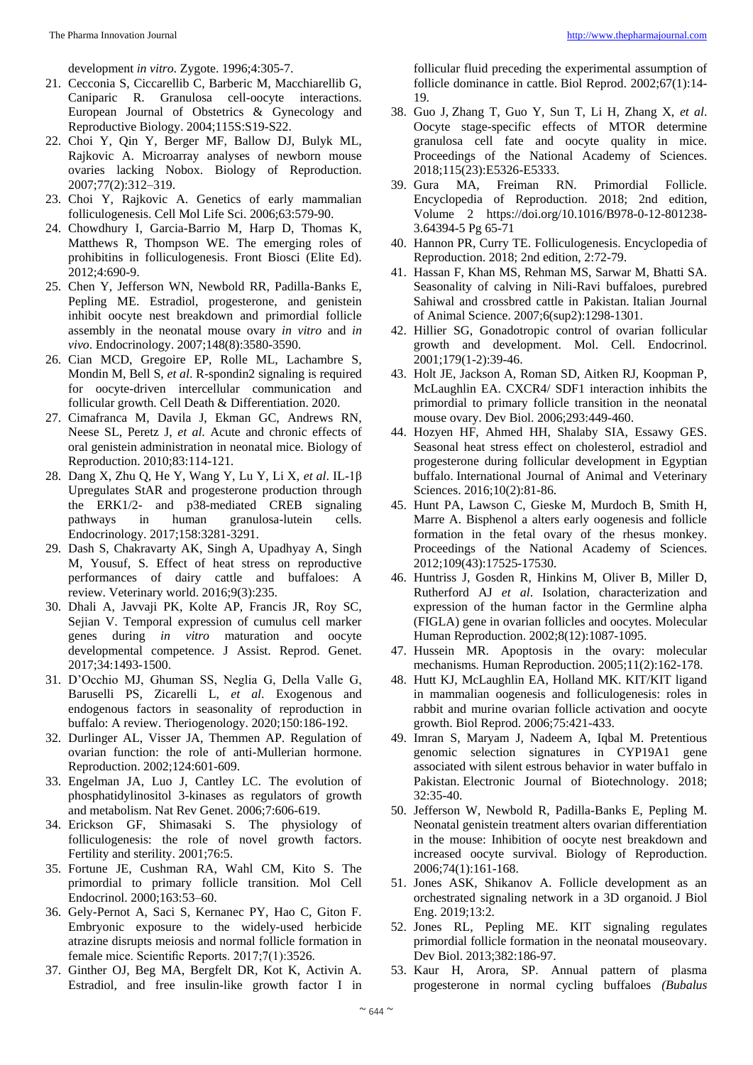development *in vitro*. Zygote. 1996;4:305-7.

21. Cecconia S, Ciccarellib C, Barberic M, Macchiarellib G, Caniparic R. Granulosa cell-oocyte interactions. European Journal of Obstetrics & Gynecology and Reproductive Biology. 2004;115S:S19-S22.
22. Choi Y, Qin Y, Berger MF, Ballow DJ, Bulyk ML, Rajkovic A. Microarray analyses of newborn mouse ovaries lacking Nobox. Biology of Reproduction. 2007;77(2):312–319.
23. Choi Y, Rajkovic A. Genetics of early mammalian folliculogenesis. Cell Mol Life Sci. 2006;63:579-90.
24. Chowdhury I, Garcia-Barrio M, Harp D, Thomas K, Matthews R, Thompson WE. The emerging roles of prohibitins in folliculogenesis. Front Biosci (Elite Ed). 2012;4:690-9.
25. Chen Y, Jefferson WN, Newbold RR, Padilla-Banks E, Pepling ME. Estradiol, progesterone, and genistein inhibit oocyte nest breakdown and primordial follicle assembly in the neonatal mouse ovary *in vitro* and *in vivo*. Endocrinology. 2007;148(8):3580-3590.
26. Cian MCD, Gregoire EP, Rolle ML, Lachambre S, Mondin M, Bell S, *et al*. R-spondin2 signaling is required for oocyte-driven intercellular communication and follicular growth. Cell Death & Differentiation. 2020.
27. Cimafranca M, Davila J, Ekman GC, Andrews RN, Neese SL, Peretz J, *et al*. Acute and chronic effects of oral genistein administration in neonatal mice. Biology of Reproduction. 2010;83:114-121.
28. Dang X, Zhu Q, He Y, Wang Y, Lu Y, Li X, *et al*. IL-1β Upregulates StAR and progesterone production through the ERK1/2- and p38-mediated CREB signaling pathways in human granulosa-lutein cells. Endocrinology. 2017;158:3281-3291.
29. Dash S, Chakravarty AK, Singh A, Upadhyay A, Singh M, Yousuf, S. Effect of heat stress on reproductive performances of dairy cattle and buffaloes: A review. Veterinary world. 2016;9(3):235.
30. Dhali A, Javvaji PK, Kolte AP, Francis JR, Roy SC, Sejian V. Temporal expression of cumulus cell marker genes during *in vitro* maturation and oocyte developmental competence. J Assist. Reprod. Genet. 2017;34:1493-1500.
31. D'Occhio MJ, Ghuman SS, Neglia G, Della Valle G, Baruselli PS, Zicarelli L, *et al*. Exogenous and endogenous factors in seasonality of reproduction in buffalo: A review. Theriogenology. 2020;150:186-192.
32. Durlinger AL, Visser JA, Themmen AP. Regulation of ovarian function: the role of anti-Mullerian hormone. Reproduction. 2002;124:601-609.
33. Engelman JA, Luo J, Cantley LC. The evolution of phosphatidylinositol 3-kinases as regulators of growth and metabolism. Nat Rev Genet. 2006;7:606-619.
34. Erickson GF, Shimasaki S. The physiology of folliculogenesis: the role of novel growth factors. Fertility and sterility. 2001;76:5.
35. Fortune JE, Cushman RA, Wahl CM, Kito S. The primordial to primary follicle transition. Mol Cell Endocrinol. 2000;163:53–60.
36. Gely-Pernot A, Saci S, Kernanec PY, Hao C, Giton F. Embryonic exposure to the widely-used herbicide atrazine disrupts meiosis and normal follicle formation in female mice. Scientific Reports. 2017;7(1):3526.
37. Ginther OJ, Beg MA, Bergfelt DR, Kot K, Activin A. Estradiol, and free insulin-like growth factor I in follicular fluid preceding the experimental assumption of follicle dominance in cattle. Biol Reprod. 2002;67(1):14-19.
38. Guo J, Zhang T, Guo Y, Sun T, Li H, Zhang X, *et al*. Oocyte stage-specific effects of MTOR determine granulosa cell fate and oocyte quality in mice. Proceedings of the National Academy of Sciences. 2018;115(23):E5326-E5333.
39. Gura MA, Freiman RN. Primordial Follicle. Encyclopedia of Reproduction. 2018; 2nd edition, Volume 2 https://doi.org/10.1016/B978-0-12-801238-3.64394-5 Pg 65-71
40. Hannon PR, Curry TE. Folliculogenesis. Encyclopedia of Reproduction. 2018; 2nd edition, 2:72-79.
41. Hassan F, Khan MS, Rehman MS, Sarwar M, Bhatti SA. Seasonality of calving in Nili-Ravi buffaloes, purebred Sahiwal and crossbred cattle in Pakistan. Italian Journal of Animal Science. 2007;6(sup2):1298-1301.
42. Hillier SG, Gonadotropic control of ovarian follicular growth and development. Mol. Cell. Endocrinol. 2001;179(1-2):39-46.
43. Holt JE, Jackson A, Roman SD, Aitken RJ, Koopman P, McLaughlin EA. CXCR4/ SDF1 interaction inhibits the primordial to primary follicle transition in the neonatal mouse ovary. Dev Biol. 2006;293:449-460.
44. Hozyen HF, Ahmed HH, Shalaby SIA, Essawy GES. Seasonal heat stress effect on cholesterol, estradiol and progesterone during follicular development in Egyptian buffalo. International Journal of Animal and Veterinary Sciences. 2016;10(2):81-86.
45. Hunt PA, Lawson C, Gieske M, Murdoch B, Smith H, Marre A. Bisphenol a alters early oogenesis and follicle formation in the fetal ovary of the rhesus monkey. Proceedings of the National Academy of Sciences. 2012;109(43):17525-17530.
46. Huntriss J, Gosden R, Hinkins M, Oliver B, Miller D, Rutherford AJ *et al*. Isolation, characterization and expression of the human factor in the Germline alpha (FIGLA) gene in ovarian follicles and oocytes. Molecular Human Reproduction. 2002;8(12):1087-1095.
47. Hussein MR. Apoptosis in the ovary: molecular mechanisms. Human Reproduction. 2005;11(2):162-178.
48. Hutt KJ, McLaughlin EA, Holland MK. KIT/KIT ligand in mammalian oogenesis and folliculogenesis: roles in rabbit and murine ovarian follicle activation and oocyte growth. Biol Reprod. 2006;75:421-433.
49. Imran S, Maryam J, Nadeem A, Iqbal M. Pretentious genomic selection signatures in CYP19A1 gene associated with silent estrous behavior in water buffalo in Pakistan. Electronic Journal of Biotechnology. 2018; 32:35-40.
50. Jefferson W, Newbold R, Padilla-Banks E, Pepling M. Neonatal genistein treatment alters ovarian differentiation in the mouse: Inhibition of oocyte nest breakdown and increased oocyte survival. Biology of Reproduction. 2006;74(1):161-168.
51. Jones ASK, Shikanov A. Follicle development as an orchestrated signaling network in a 3D organoid. J Biol Eng. 2019;13:2.
52. Jones RL, Pepling ME. KIT signaling regulates primordial follicle formation in the neonatal mouseovary. Dev Biol. 2013;382:186-97.
53. Kaur H, Arora, SP. Annual pattern of plasma progesterone in normal cycling buffaloes *(Bubalus*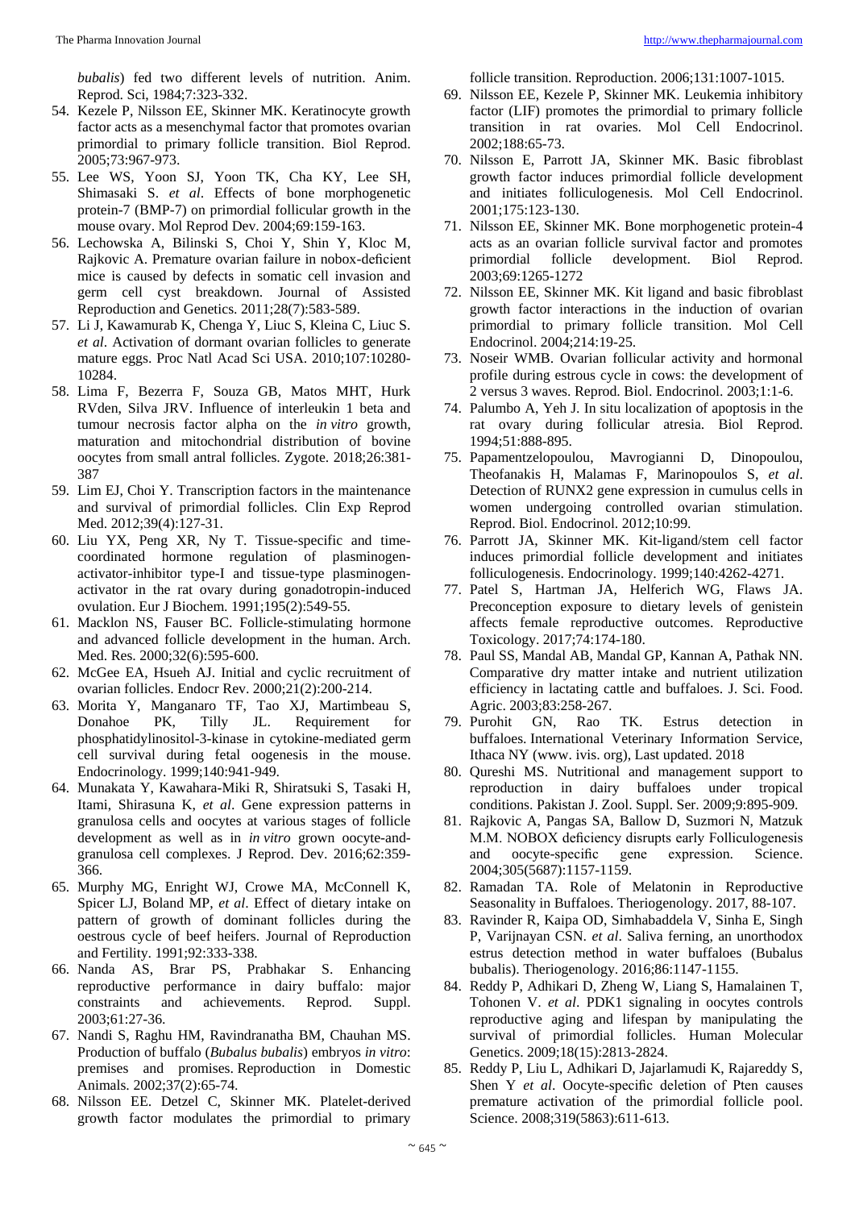*bubalis*) fed two different levels of nutrition. Anim. Reprod. Sci, 1984;7:323-332.

54. Kezele P, Nilsson EE, Skinner MK. Keratinocyte growth factor acts as a mesenchymal factor that promotes ovarian primordial to primary follicle transition. Biol Reprod. 2005;73:967-973.
55. Lee WS, Yoon SJ, Yoon TK, Cha KY, Lee SH, Shimasaki S. *et al*. Effects of bone morphogenetic protein-7 (BMP-7) on primordial follicular growth in the mouse ovary. Mol Reprod Dev. 2004;69:159-163.
56. Lechowska A, Bilinski S, Choi Y, Shin Y, Kloc M, Rajkovic A. Premature ovarian failure in nobox-deficient mice is caused by defects in somatic cell invasion and germ cell cyst breakdown. Journal of Assisted Reproduction and Genetics. 2011;28(7):583-589.
57. Li J, Kawamurab K, Chenga Y, Liuc S, Kleina C, Liuc S. *et al*. Activation of dormant ovarian follicles to generate mature eggs. Proc Natl Acad Sci USA. 2010;107:10280-10284.
58. Lima F, Bezerra F, Souza GB, Matos MHT, Hurk RVden, Silva JRV. Influence of interleukin 1 beta and tumour necrosis factor alpha on the *in vitro* growth, maturation and mitochondrial distribution of bovine oocytes from small antral follicles. Zygote. 2018;26:381-387
59. Lim EJ, Choi Y. Transcription factors in the maintenance and survival of primordial follicles. Clin Exp Reprod Med. 2012;39(4):127-31.
60. Liu YX, Peng XR, Ny T. Tissue-specific and time-coordinated hormone regulation of plasminogen-activator-inhibitor type-I and tissue-type plasminogen-activator in the rat ovary during gonadotropin-induced ovulation. Eur J Biochem. 1991;195(2):549-55.
61. Macklon NS, Fauser BC. Follicle-stimulating hormone and advanced follicle development in the human. Arch. Med. Res. 2000;32(6):595-600.
62. McGee EA, Hsueh AJ. Initial and cyclic recruitment of ovarian follicles. Endocr Rev. 2000;21(2):200-214.
63. Morita Y, Manganaro TF, Tao XJ, Martimbeau S, Donahoe PK, Tilly JL. Requirement for phosphatidylinositol-3-kinase in cytokine-mediated germ cell survival during fetal oogenesis in the mouse. Endocrinology. 1999;140:941-949.
64. Munakata Y, Kawahara-Miki R, Shiratsuki S, Tasaki H, Itami, Shirasuna K, *et al*. Gene expression patterns in granulosa cells and oocytes at various stages of follicle development as well as in *in vitro* grown oocyte-and-granulosa cell complexes. J Reprod. Dev. 2016;62:359-366.
65. Murphy MG, Enright WJ, Crowe MA, McConnell K, Spicer LJ, Boland MP, *et al*. Effect of dietary intake on pattern of growth of dominant follicles during the oestrous cycle of beef heifers. Journal of Reproduction and Fertility. 1991;92:333-338.
66. Nanda AS, Brar PS, Prabhakar S. Enhancing reproductive performance in dairy buffalo: major constraints and achievements. Reprod. Suppl. 2003;61:27-36.
67. Nandi S, Raghu HM, Ravindranatha BM, Chauhan MS. Production of buffalo (*Bubalus bubalis*) embryos *in vitro*: premises and promises. Reproduction in Domestic Animals. 2002;37(2):65-74.
68. Nilsson EE. Detzel C, Skinner MK. Platelet-derived growth factor modulates the primordial to primary follicle transition. Reproduction. 2006;131:1007-1015.
69. Nilsson EE, Kezele P, Skinner MK. Leukemia inhibitory factor (LIF) promotes the primordial to primary follicle transition in rat ovaries. Mol Cell Endocrinol. 2002;188:65-73.
70. Nilsson E, Parrott JA, Skinner MK. Basic fibroblast growth factor induces primordial follicle development and initiates folliculogenesis. Mol Cell Endocrinol. 2001;175:123-130.
71. Nilsson EE, Skinner MK. Bone morphogenetic protein-4 acts as an ovarian follicle survival factor and promotes primordial follicle development. Biol Reprod. 2003;69:1265-1272
72. Nilsson EE, Skinner MK. Kit ligand and basic fibroblast growth factor interactions in the induction of ovarian primordial to primary follicle transition. Mol Cell Endocrinol. 2004;214:19-25.
73. Noseir WMB. Ovarian follicular activity and hormonal profile during estrous cycle in cows: the development of 2 versus 3 waves. Reprod. Biol. Endocrinol. 2003;1:1-6.
74. Palumbo A, Yeh J. In situ localization of apoptosis in the rat ovary during follicular atresia. Biol Reprod. 1994;51:888-895.
75. Papamentzelopoulou, Mavrogianni D, Dinopoulou, Theofanakis H, Malamas F, Marinopoulos S, *et al*. Detection of RUNX2 gene expression in cumulus cells in women undergoing controlled ovarian stimulation. Reprod. Biol. Endocrinol. 2012;10:99.
76. Parrott JA, Skinner MK. Kit-ligand/stem cell factor induces primordial follicle development and initiates folliculogenesis. Endocrinology. 1999;140:4262-4271.
77. Patel S, Hartman JA, Helferich WG, Flaws JA. Preconception exposure to dietary levels of genistein affects female reproductive outcomes. Reproductive Toxicology. 2017;74:174-180.
78. Paul SS, Mandal AB, Mandal GP, Kannan A, Pathak NN. Comparative dry matter intake and nutrient utilization efficiency in lactating cattle and buffaloes. J. Sci. Food. Agric. 2003;83:258-267.
79. Purohit GN, Rao TK. Estrus detection in buffaloes. International Veterinary Information Service, Ithaca NY (www. ivis. org), Last updated. 2018
80. Qureshi MS. Nutritional and management support to reproduction in dairy buffaloes under tropical conditions. Pakistan J. Zool. Suppl. Ser. 2009;9:895-909.
81. Rajkovic A, Pangas SA, Ballow D, Suzmori N, Matzuk M.M. NOBOX deficiency disrupts early Folliculogenesis and oocyte-specific gene expression. Science. 2004;305(5687):1157-1159.
82. Ramadan TA. Role of Melatonin in Reproductive Seasonality in Buffaloes. Theriogenology. 2017, 88-107.
83. Ravinder R, Kaipa OD, Simhabaddela V, Sinha E, Singh P, Varijnayan CSN. *et al*. Saliva ferning, an unorthodox estrus detection method in water buffaloes (Bubalus bubalis). Theriogenology. 2016;86:1147-1155.
84. Reddy P, Adhikari D, Zheng W, Liang S, Hamalainen T, Tohonen V. *et al*. PDK1 signaling in oocytes controls reproductive aging and lifespan by manipulating the survival of primordial follicles. Human Molecular Genetics. 2009;18(15):2813-2824.
85. Reddy P, Liu L, Adhikari D, Jajarlamudi K, Rajareddy S, Shen Y *et al*. Oocyte-specific deletion of Pten causes premature activation of the primordial follicle pool. Science. 2008;319(5863):611-613.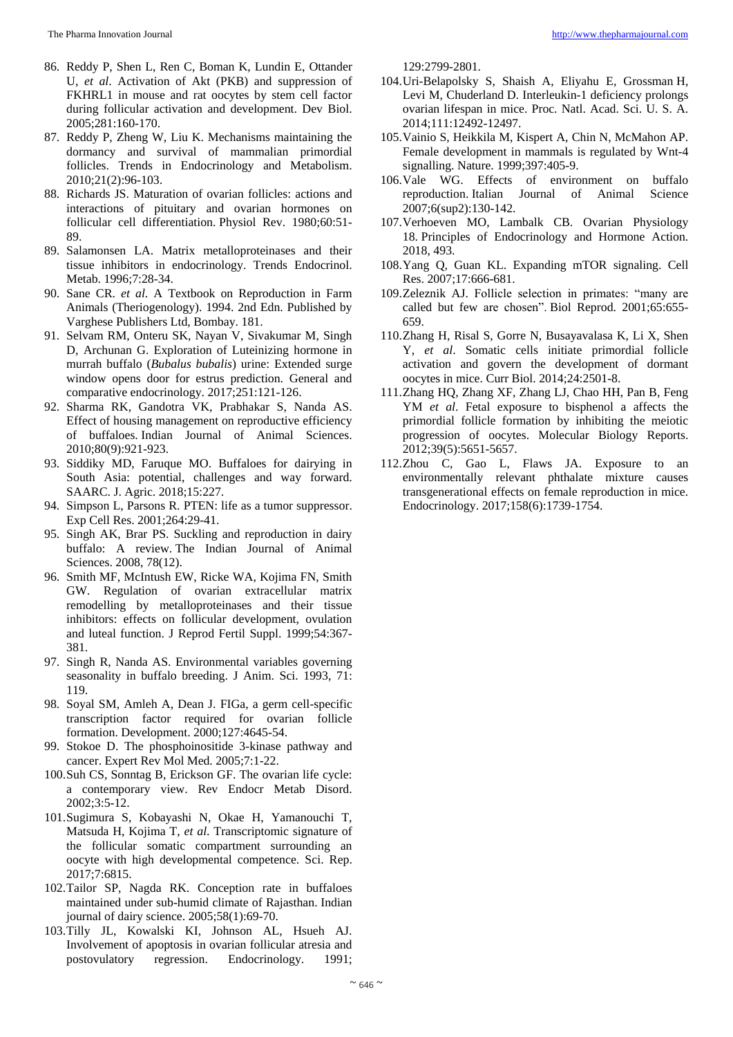86. Reddy P, Shen L, Ren C, Boman K, Lundin E, Ottander U, *et al*. Activation of Akt (PKB) and suppression of FKHRL1 in mouse and rat oocytes by stem cell factor during follicular activation and development. Dev Biol. 2005;281:160-170.
87. Reddy P, Zheng W, Liu K. Mechanisms maintaining the dormancy and survival of mammalian primordial follicles. Trends in Endocrinology and Metabolism. 2010;21(2):96-103.
88. Richards JS. Maturation of ovarian follicles: actions and interactions of pituitary and ovarian hormones on follicular cell differentiation. Physiol Rev. 1980;60:51-89.
89. Salamonsen LA. Matrix metalloproteinases and their tissue inhibitors in endocrinology. Trends Endocrinol. Metab. 1996;7:28-34.
90. Sane CR. *et al.* A Textbook on Reproduction in Farm Animals (Theriogenology). 1994. 2nd Edn. Published by Varghese Publishers Ltd, Bombay. 181.
91. Selvam RM, Onteru SK, Nayan V, Sivakumar M, Singh D, Archunan G. Exploration of Luteinizing hormone in murrah buffalo (*Bubalus bubalis*) urine: Extended surge window opens door for estrus prediction. General and comparative endocrinology. 2017;251:121-126.
92. Sharma RK, Gandotra VK, Prabhakar S, Nanda AS. Effect of housing management on reproductive efficiency of buffaloes. Indian Journal of Animal Sciences. 2010;80(9):921-923.
93. Siddiky MD, Faruque MO. Buffaloes for dairying in South Asia: potential, challenges and way forward. SAARC. J. Agric. 2018;15:227.
94. Simpson L, Parsons R. PTEN: life as a tumor suppressor. Exp Cell Res. 2001;264:29-41.
95. Singh AK, Brar PS. Suckling and reproduction in dairy buffalo: A review. The Indian Journal of Animal Sciences. 2008, 78(12).
96. Smith MF, McIntush EW, Ricke WA, Kojima FN, Smith GW. Regulation of ovarian extracellular matrix remodelling by metalloproteinases and their tissue inhibitors: effects on follicular development, ovulation and luteal function. J Reprod Fertil Suppl. 1999;54:367-381.
97. Singh R, Nanda AS. Environmental variables governing seasonality in buffalo breeding. J Anim. Sci. 1993, 71: 119.
98. Soyal SM, Amleh A, Dean J. FIGa, a germ cell-specific transcription factor required for ovarian follicle formation. Development. 2000;127:4645-54.
99. Stokoe D. The phosphoinositide 3-kinase pathway and cancer. Expert Rev Mol Med. 2005;7:1-22.
100. Suh CS, Sonntag B, Erickson GF. The ovarian life cycle: a contemporary view. Rev Endocr Metab Disord. 2002;3:5-12.
101. Sugimura S, Kobayashi N, Okae H, Yamanouchi T, Matsuda H, Kojima T, *et al.* Transcriptomic signature of the follicular somatic compartment surrounding an oocyte with high developmental competence. Sci. Rep. 2017;7:6815.
102. Tailor SP, Nagda RK. Conception rate in buffaloes maintained under sub-humid climate of Rajasthan. Indian journal of dairy science. 2005;58(1):69-70.
103. Tilly JL, Kowalski KI, Johnson AL, Hsueh AJ. Involvement of apoptosis in ovarian follicular atresia and postovulatory regression. Endocrinology. 1991; 129:2799-2801.
104. Uri-Belapolsky S, Shaish A, Eliyahu E, Grossman H, Levi M, Chuderland D. Interleukin-1 deficiency prolongs ovarian lifespan in mice. Proc. Natl. Acad. Sci. U. S. A. 2014;111:12492-12497.
105. Vainio S, Heikkila M, Kispert A, Chin N, McMahon AP. Female development in mammals is regulated by Wnt-4 signalling. Nature. 1999;397:405-9.
106. Vale WG. Effects of environment on buffalo reproduction. Italian Journal of Animal Science 2007;6(sup2):130-142.
107. Verhoeven MO, Lambalk CB. Ovarian Physiology 18. Principles of Endocrinology and Hormone Action. 2018, 493.
108. Yang Q, Guan KL. Expanding mTOR signaling. Cell Res. 2007;17:666-681.
109. Zeleznik AJ. Follicle selection in primates: "many are called but few are chosen". Biol Reprod. 2001;65:655-659.
110. Zhang H, Risal S, Gorre N, Busayavalasa K, Li X, Shen Y, *et al*. Somatic cells initiate primordial follicle activation and govern the development of dormant oocytes in mice. Curr Biol. 2014;24:2501-8.
111. Zhang HQ, Zhang XF, Zhang LJ, Chao HH, Pan B, Feng YM *et al*. Fetal exposure to bisphenol a affects the primordial follicle formation by inhibiting the meiotic progression of oocytes. Molecular Biology Reports. 2012;39(5):5651-5657.
112. Zhou C, Gao L, Flaws JA. Exposure to an environmentally relevant phthalate mixture causes transgenerational effects on female reproduction in mice. Endocrinology. 2017;158(6):1739-1754.